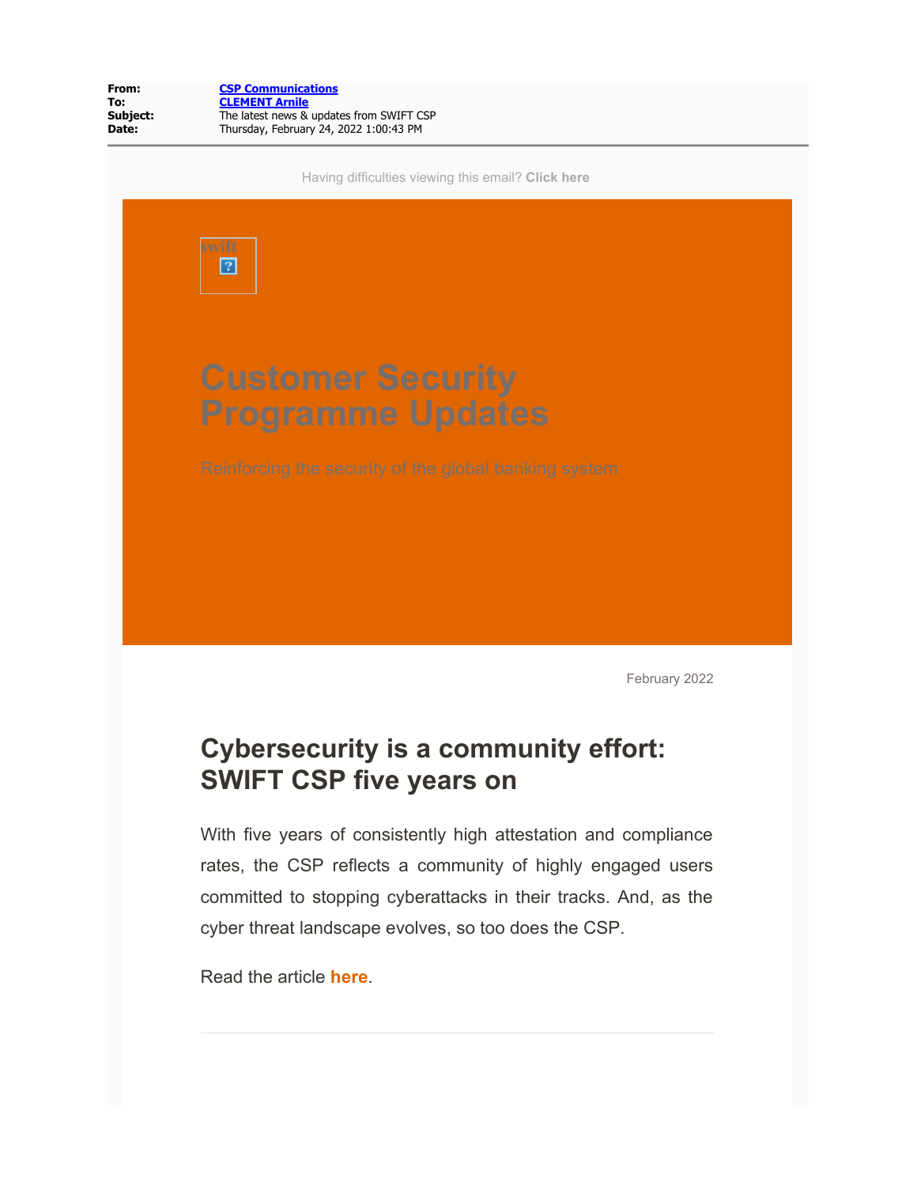**From:** [CSP Communications]
**To:** [CLEMENT Arnile]
**Subject:** The latest news & updates from SWIFT CSP
**Date:** Thursday, February 24, 2022 1:00:43 PM

Having difficulties viewing this email? **Click here**

swift

# Customer Security Programme Updates

Reinforcing the security of the global banking system

February 2022

## Cybersecurity is a community effort: SWIFT CSP five years on

With five years of consistently high attestation and compliance rates, the CSP reflects a community of highly engaged users committed to stopping cyberattacks in their tracks. And, as the cyber threat landscape evolves, so too does the CSP.

Read the article **here**.

---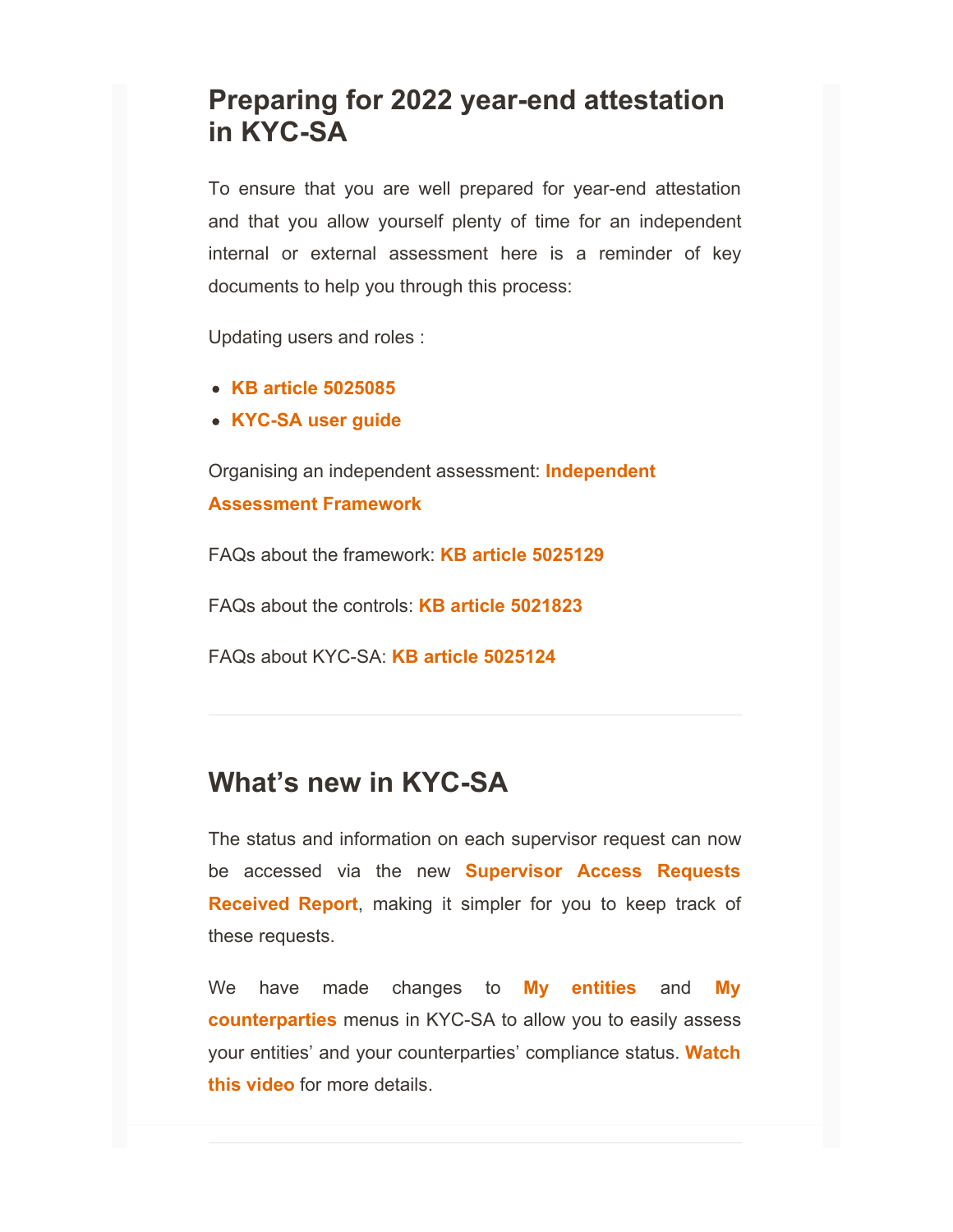## Preparing for 2022 year-end attestation in KYC-SA

To ensure that you are well prepared for year-end attestation and that you allow yourself plenty of time for an independent internal or external assessment here is a reminder of key documents to help you through this process:

Updating users and roles :

- **KB article 5025085**
- **KYC-SA user guide**

Organising an independent assessment: **Independent Assessment Framework**

FAQs about the framework: **KB article 5025129**

FAQs about the controls: **KB article 5021823**

FAQs about KYC-SA: **KB article 5025124**

---

## What's new in KYC-SA

The status and information on each supervisor request can now be accessed via the new **Supervisor Access Requests Received Report**, making it simpler for you to keep track of these requests.

We have made changes to **My entities** and **My counterparties** menus in KYC-SA to allow you to easily assess your entities' and your counterparties' compliance status. **Watch this video** for more details.

---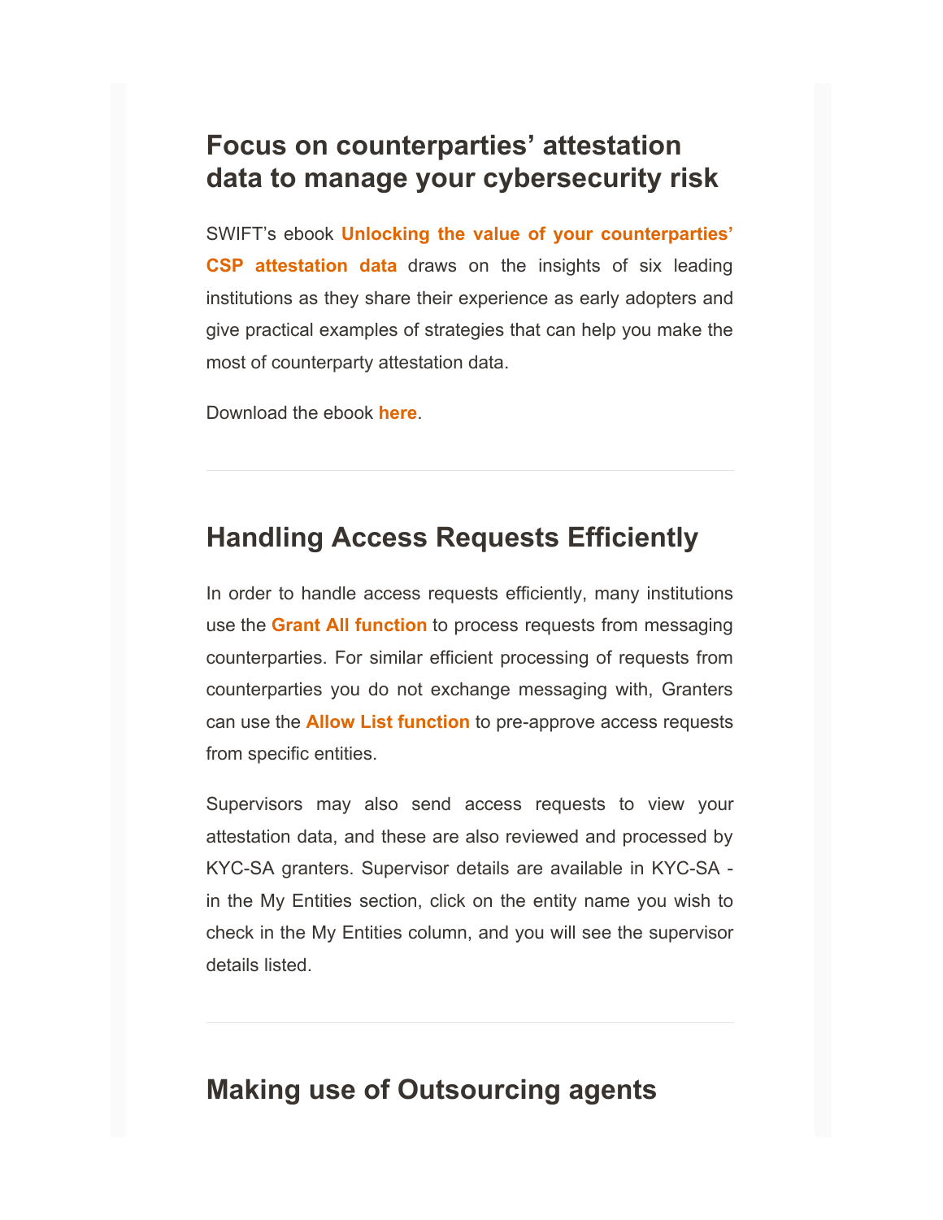## Focus on counterparties' attestation data to manage your cybersecurity risk

SWIFT's ebook **Unlocking the value of your counterparties' CSP attestation data** draws on the insights of six leading institutions as they share their experience as early adopters and give practical examples of strategies that can help you make the most of counterparty attestation data.

Download the ebook **here**.

---

## Handling Access Requests Efficiently

In order to handle access requests efficiently, many institutions use the **Grant All function** to process requests from messaging counterparties. For similar efficient processing of requests from counterparties you do not exchange messaging with, Granters can use the **Allow List function** to pre-approve access requests from specific entities.

Supervisors may also send access requests to view your attestation data, and these are also reviewed and processed by KYC-SA granters. Supervisor details are available in KYC-SA - in the My Entities section, click on the entity name you wish to check in the My Entities column, and you will see the supervisor details listed.

---

## Making use of Outsourcing agents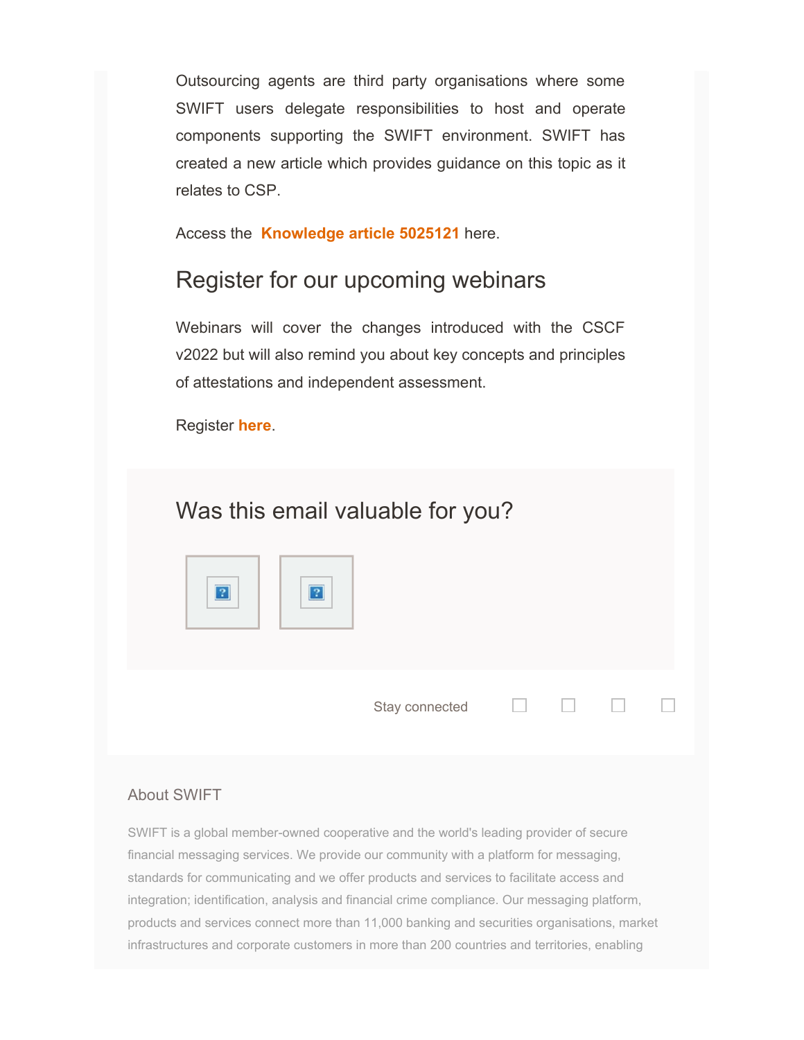Outsourcing agents are third party organisations where some SWIFT users delegate responsibilities to host and operate components supporting the SWIFT environment. SWIFT has created a new article which provides guidance on this topic as it relates to CSP.

Access the **Knowledge article 5025121** here.

## Register for our upcoming webinars

Webinars will cover the changes introduced with the CSCF v2022 but will also remind you about key concepts and principles of attestations and independent assessment.

Register **here**.

## Was this email valuable for you?

Stay connected

### About SWIFT

SWIFT is a global member-owned cooperative and the world's leading provider of secure financial messaging services. We provide our community with a platform for messaging, standards for communicating and we offer products and services to facilitate access and integration; identification, analysis and financial crime compliance. Our messaging platform, products and services connect more than 11,000 banking and securities organisations, market infrastructures and corporate customers in more than 200 countries and territories, enabling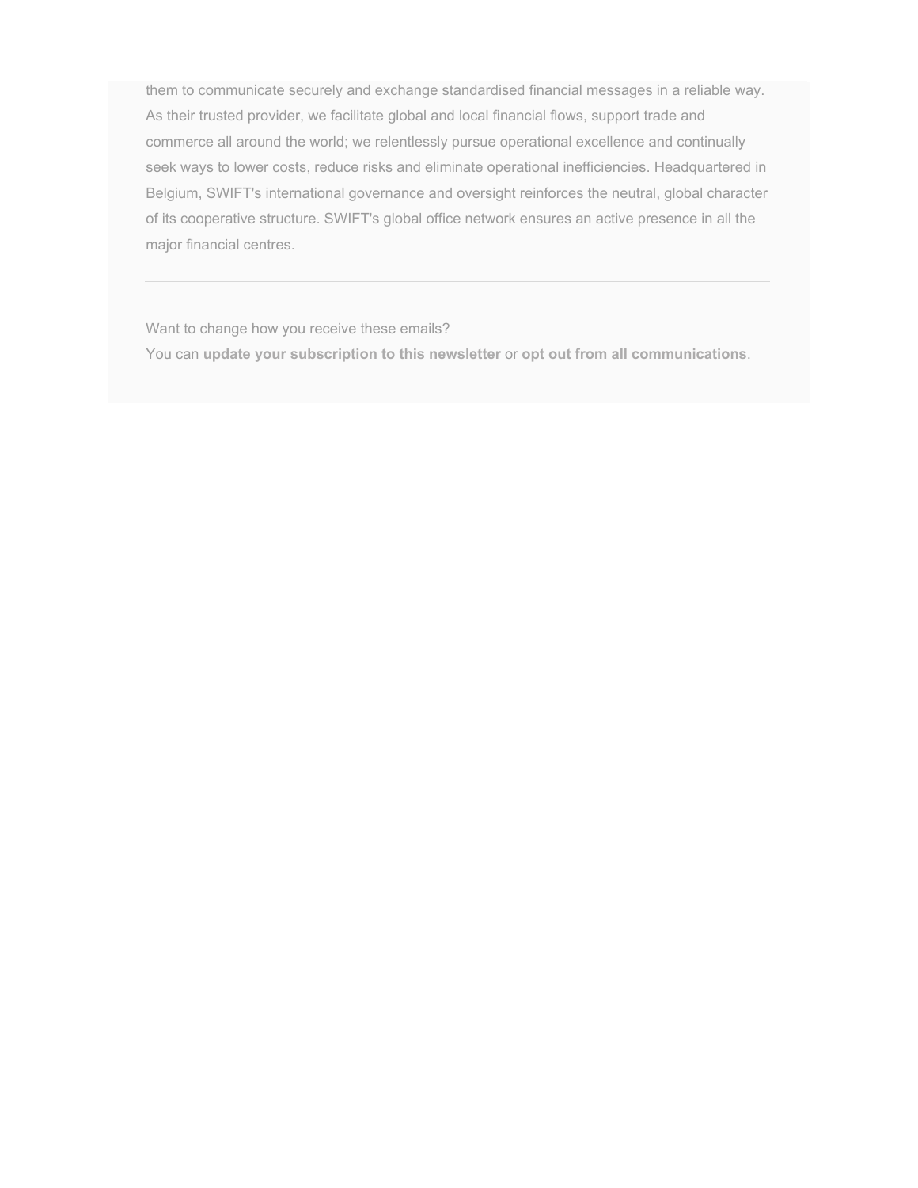them to communicate securely and exchange standardised financial messages in a reliable way. As their trusted provider, we facilitate global and local financial flows, support trade and commerce all around the world; we relentlessly pursue operational excellence and continually seek ways to lower costs, reduce risks and eliminate operational inefficiencies. Headquartered in Belgium, SWIFT's international governance and oversight reinforces the neutral, global character of its cooperative structure. SWIFT's global office network ensures an active presence in all the major financial centres.

---

Want to change how you receive these emails?
You can **update your subscription to this newsletter** or **opt out from all communications**.